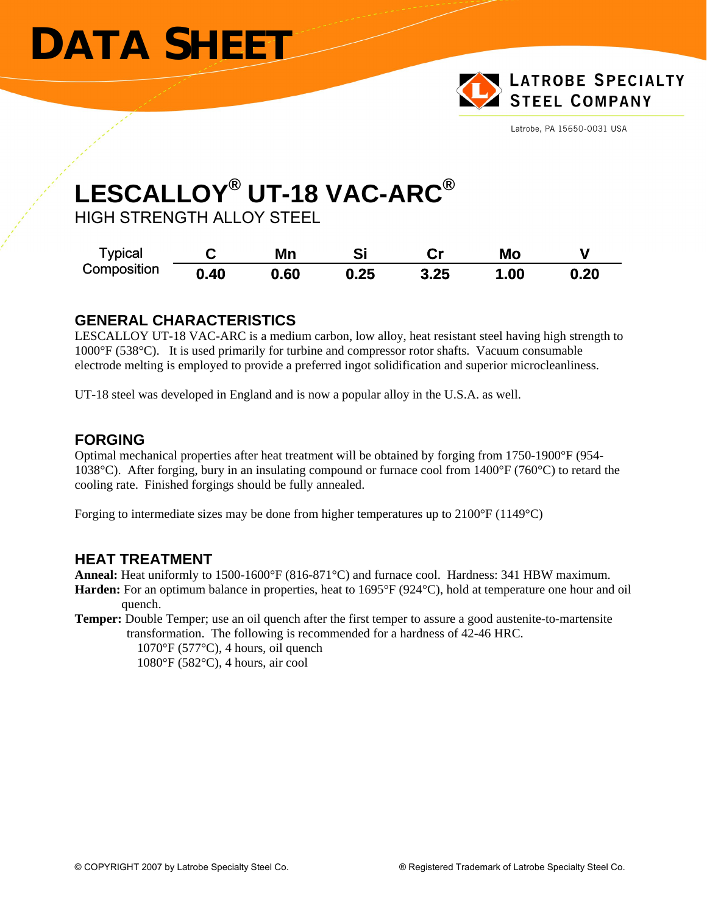# DATA SHEET

**LATROBE SPECIALTY STEEL COMPANY**

Latrobe, PA 15650-0031 USA

# LESCALLOY® UT-18 VAC-ARC®

HIGH STRENGTH ALLOY STEEL

| Typical Composition | C | Mn | Si | Cr | Mo | V |
|---|---|---|---|---|---|---|
| | **0.40** | **0.60** | **0.25** | **3.25** | **1.00** | **0.20** |

## GENERAL CHARACTERISTICS

LESCALLOY UT-18 VAC-ARC is a medium carbon, low alloy, heat resistant steel having high strength to 1000°F (538°C). It is used primarily for turbine and compressor rotor shafts. Vacuum consumable electrode melting is employed to provide a preferred ingot solidification and superior microcleanliness.

UT-18 steel was developed in England and is now a popular alloy in the U.S.A. as well.

## FORGING

Optimal mechanical properties after heat treatment will be obtained by forging from 1750-1900°F (954-1038°C). After forging, bury in an insulating compound or furnace cool from 1400°F (760°C) to retard the cooling rate. Finished forgings should be fully annealed.

Forging to intermediate sizes may be done from higher temperatures up to 2100°F (1149°C)

## HEAT TREATMENT

**Anneal:** Heat uniformly to 1500-1600°F (816-871°C) and furnace cool. Hardness: 341 HBW maximum.

**Harden:** For an optimum balance in properties, heat to 1695°F (924°C), hold at temperature one hour and oil quench.

**Temper:** Double Temper; use an oil quench after the first temper to assure a good austenite-to-martensite transformation. The following is recommended for a hardness of 42-46 HRC.

1070°F (577°C), 4 hours, oil quench
1080°F (582°C), 4 hours, air cool

© COPYRIGHT 2007 by Latrobe Specialty Steel Co.

® Registered Trademark of Latrobe Specialty Steel Co.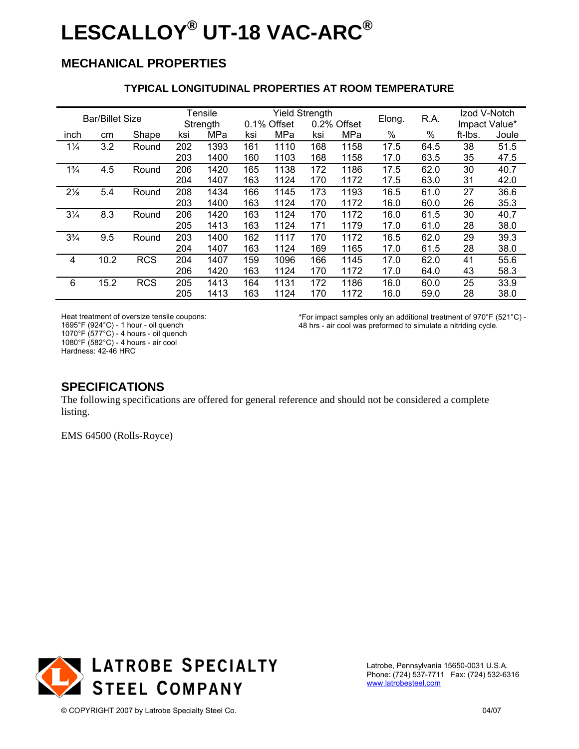# LESCALLOY® UT-18 VAC-ARC®

## MECHANICAL PROPERTIES

### TYPICAL LONGITUDINAL PROPERTIES AT ROOM TEMPERATURE

| Bar/Billet Size | | | Tensile Strength | | Yield Strength | | | | Elong. | R.A. | Izod V-Notch Impact Value* | |
|---|---|---|---|---|---|---|---|---|---|---|---|---|
| | | | | | 0.1% Offset | | 0.2% Offset | | | | | |
| inch | cm | Shape | ksi | MPa | ksi | MPa | ksi | MPa | % | % | ft-lbs. | Joule |
| 1¼ | 3.2 | Round | 202 | 1393 | 161 | 1110 | 168 | 1158 | 17.5 | 64.5 | 38 | 51.5 |
| | | | 203 | 1400 | 160 | 1103 | 168 | 1158 | 17.0 | 63.5 | 35 | 47.5 |
| 1¾ | 4.5 | Round | 206 | 1420 | 165 | 1138 | 172 | 1186 | 17.5 | 62.0 | 30 | 40.7 |
| | | | 204 | 1407 | 163 | 1124 | 170 | 1172 | 17.5 | 63.0 | 31 | 42.0 |
| 2⅛ | 5.4 | Round | 208 | 1434 | 166 | 1145 | 173 | 1193 | 16.5 | 61.0 | 27 | 36.6 |
| | | | 203 | 1400 | 163 | 1124 | 170 | 1172 | 16.0 | 60.0 | 26 | 35.3 |
| 3¼ | 8.3 | Round | 206 | 1420 | 163 | 1124 | 170 | 1172 | 16.0 | 61.5 | 30 | 40.7 |
| | | | 205 | 1413 | 163 | 1124 | 171 | 1179 | 17.0 | 61.0 | 28 | 38.0 |
| 3¾ | 9.5 | Round | 203 | 1400 | 162 | 1117 | 170 | 1172 | 16.5 | 62.0 | 29 | 39.3 |
| | | | 204 | 1407 | 163 | 1124 | 169 | 1165 | 17.0 | 61.5 | 28 | 38.0 |
| 4 | 10.2 | RCS | 204 | 1407 | 159 | 1096 | 166 | 1145 | 17.0 | 62.0 | 41 | 55.6 |
| | | | 206 | 1420 | 163 | 1124 | 170 | 1172 | 17.0 | 64.0 | 43 | 58.3 |
| 6 | 15.2 | RCS | 205 | 1413 | 164 | 1131 | 172 | 1186 | 16.0 | 60.0 | 25 | 33.9 |
| | | | 205 | 1413 | 163 | 1124 | 170 | 1172 | 16.0 | 59.0 | 28 | 38.0 |

Heat treatment of oversize tensile coupons:
1695°F (924°C) - 1 hour - oil quench
1070°F (577°C) - 4 hours - oil quench
1080°F (582°C) - 4 hours - air cool
Hardness: 42-46 HRC

*For impact samples only an additional treatment of 970°F (521°C) - 48 hrs - air cool was preformed to simulate a nitriding cycle.

## SPECIFICATIONS

The following specifications are offered for general reference and should not be considered a complete listing.

EMS 64500 (Rolls-Royce)

LATROBE SPECIALTY STEEL COMPANY

Latrobe, Pennsylvania 15650-0031 U.S.A.
Phone: (724) 537-7711 Fax: (724) 532-6316
www.latrobesteel.com

© COPYRIGHT 2007 by Latrobe Specialty Steel Co.

04/07